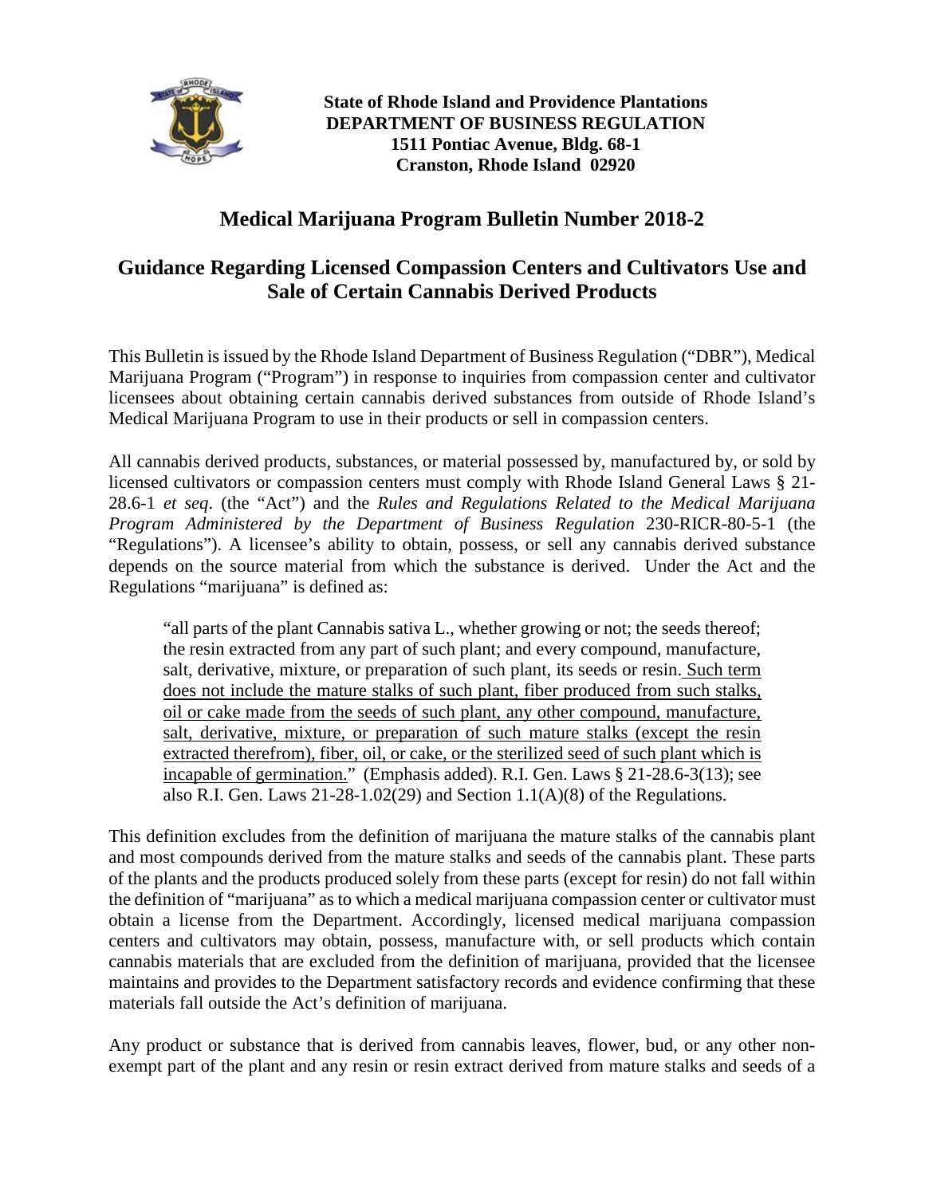**State of Rhode Island and Providence Plantations**
**DEPARTMENT OF BUSINESS REGULATION**
**1511 Pontiac Avenue, Bldg. 68-1**
**Cranston, Rhode Island 02920**

# Medical Marijuana Program Bulletin Number 2018-2

## Guidance Regarding Licensed Compassion Centers and Cultivators Use and Sale of Certain Cannabis Derived Products

This Bulletin is issued by the Rhode Island Department of Business Regulation ("DBR"), Medical Marijuana Program ("Program") in response to inquiries from compassion center and cultivator licensees about obtaining certain cannabis derived substances from outside of Rhode Island's Medical Marijuana Program to use in their products or sell in compassion centers.

All cannabis derived products, substances, or material possessed by, manufactured by, or sold by licensed cultivators or compassion centers must comply with Rhode Island General Laws § 21-28.6-1 *et seq*. (the "Act") and the *Rules and Regulations Related to the Medical Marijuana Program Administered by the Department of Business Regulation* 230-RICR-80-5-1 (the "Regulations"). A licensee's ability to obtain, possess, or sell any cannabis derived substance depends on the source material from which the substance is derived. Under the Act and the Regulations "marijuana" is defined as:

> "all parts of the plant Cannabis sativa L., whether growing or not; the seeds thereof; the resin extracted from any part of such plant; and every compound, manufacture, salt, derivative, mixture, or preparation of such plant, its seeds or resin. <u>Such term does not include the mature stalks of such plant, fiber produced from such stalks, oil or cake made from the seeds of such plant, any other compound, manufacture, salt, derivative, mixture, or preparation of such mature stalks (except the resin extracted therefrom), fiber, oil, or cake, or the sterilized seed of such plant which is incapable of germination.</u>" (Emphasis added). R.I. Gen. Laws § 21-28.6-3(13); see also R.I. Gen. Laws 21-28-1.02(29) and Section 1.1(A)(8) of the Regulations.

This definition excludes from the definition of marijuana the mature stalks of the cannabis plant and most compounds derived from the mature stalks and seeds of the cannabis plant. These parts of the plants and the products produced solely from these parts (except for resin) do not fall within the definition of "marijuana" as to which a medical marijuana compassion center or cultivator must obtain a license from the Department. Accordingly, licensed medical marijuana compassion centers and cultivators may obtain, possess, manufacture with, or sell products which contain cannabis materials that are excluded from the definition of marijuana, provided that the licensee maintains and provides to the Department satisfactory records and evidence confirming that these materials fall outside the Act's definition of marijuana.

Any product or substance that is derived from cannabis leaves, flower, bud, or any other non-exempt part of the plant and any resin or resin extract derived from mature stalks and seeds of a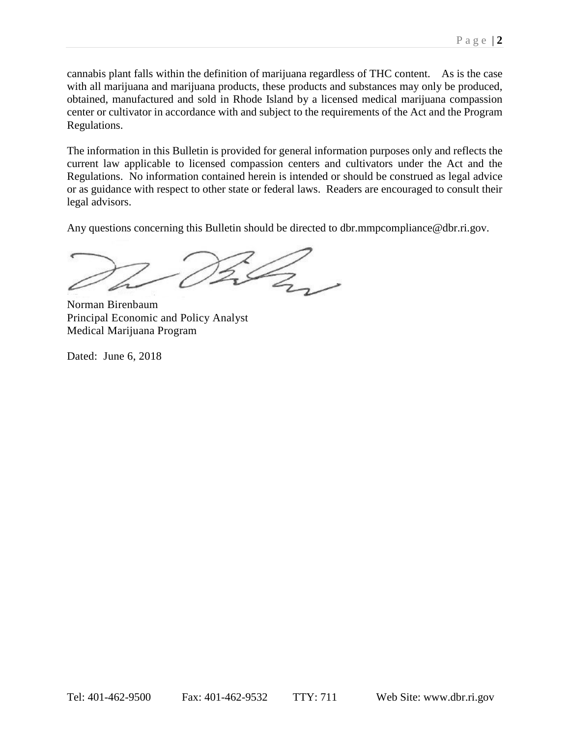cannabis plant falls within the definition of marijuana regardless of THC content. As is the case with all marijuana and marijuana products, these products and substances may only be produced, obtained, manufactured and sold in Rhode Island by a licensed medical marijuana compassion center or cultivator in accordance with and subject to the requirements of the Act and the Program Regulations.

The information in this Bulletin is provided for general information purposes only and reflects the current law applicable to licensed compassion centers and cultivators under the Act and the Regulations. No information contained herein is intended or should be construed as legal advice or as guidance with respect to other state or federal laws. Readers are encouraged to consult their legal advisors.

Any questions concerning this Bulletin should be directed to dbr.mmpcompliance@dbr.ri.gov.

Norman Birenbaum
Principal Economic and Policy Analyst
Medical Marijuana Program

Dated: June 6, 2018

Tel: 401-462-9500 Fax: 401-462-9532 TTY: 711 Web Site: www.dbr.ri.gov